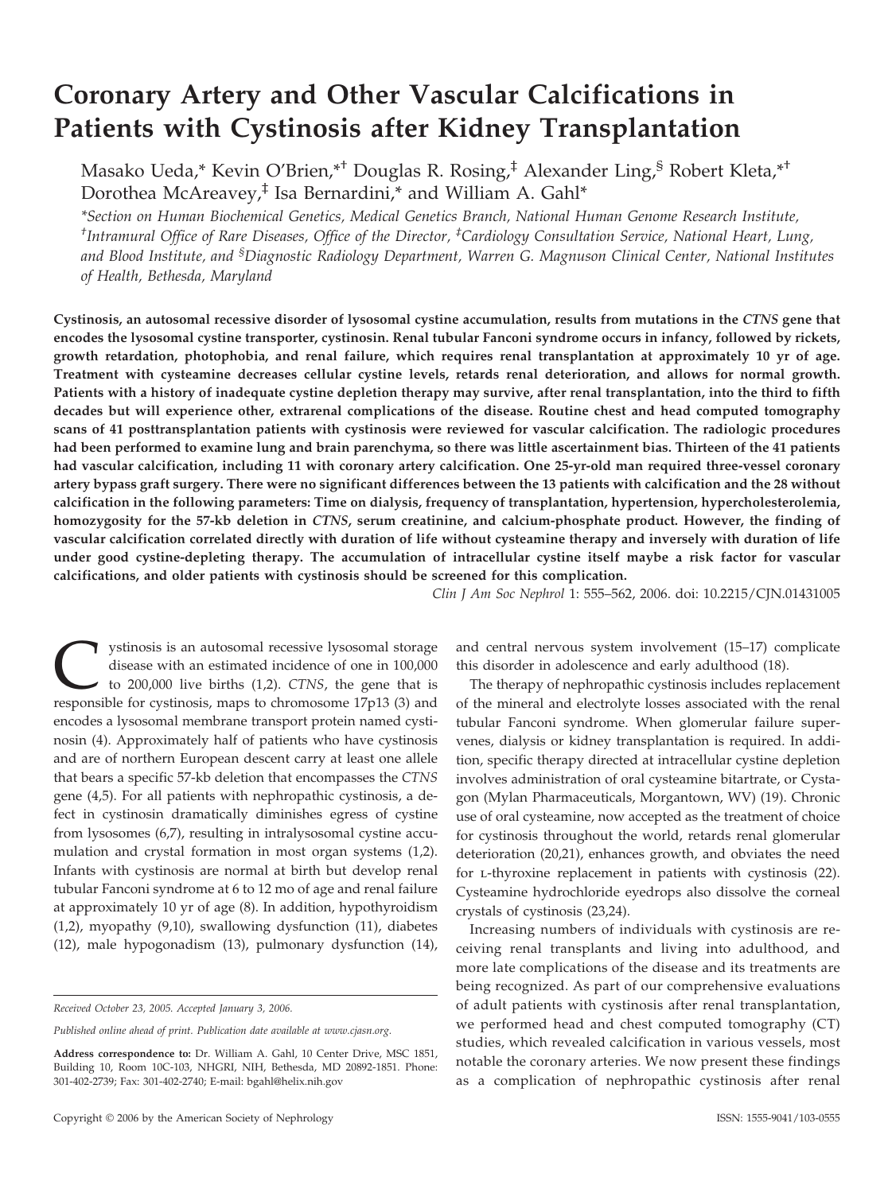# Coronary Artery and Other Vascular Calcifications in Patients with Cystinosis after Kidney Transplantation

Masako Ueda,* Kevin O'Brien,*† Douglas R. Rosing,‡ Alexander Ling,§ Robert Kleta,*† Dorothea McAreavey,‡ Isa Bernardini,* and William A. Gahl*

*\*Section on Human Biochemical Genetics, Medical Genetics Branch, National Human Genome Research Institute, †Intramural Office of Rare Diseases, Office of the Director, ‡Cardiology Consultation Service, National Heart, Lung, and Blood Institute, and §Diagnostic Radiology Department, Warren G. Magnuson Clinical Center, National Institutes of Health, Bethesda, Maryland*

**Cystinosis, an autosomal recessive disorder of lysosomal cystine accumulation, results from mutations in the *CTNS* gene that encodes the lysosomal cystine transporter, cystinosin. Renal tubular Fanconi syndrome occurs in infancy, followed by rickets, growth retardation, photophobia, and renal failure, which requires renal transplantation at approximately 10 yr of age. Treatment with cysteamine decreases cellular cystine levels, retards renal deterioration, and allows for normal growth. Patients with a history of inadequate cystine depletion therapy may survive, after renal transplantation, into the third to fifth decades but will experience other, extrarenal complications of the disease. Routine chest and head computed tomography scans of 41 posttransplantation patients with cystinosis were reviewed for vascular calcification. The radiologic procedures had been performed to examine lung and brain parenchyma, so there was little ascertainment bias. Thirteen of the 41 patients had vascular calcification, including 11 with coronary artery calcification. One 25-yr-old man required three-vessel coronary artery bypass graft surgery. There were no significant differences between the 13 patients with calcification and the 28 without calcification in the following parameters: Time on dialysis, frequency of transplantation, hypertension, hypercholesterolemia, homozygosity for the 57-kb deletion in *CTNS*, serum creatinine, and calcium-phosphate product. However, the finding of vascular calcification correlated directly with duration of life without cysteamine therapy and inversely with duration of life under good cystine-depleting therapy. The accumulation of intracellular cystine itself maybe a risk factor for vascular calcifications, and older patients with cystinosis should be screened for this complication.**

*Clin J Am Soc Nephrol* 1: 555–562, 2006. doi: 10.2215/CJN.01431005

Cystinosis is an autosomal recessive lysosomal storage disease with an estimated incidence of one in 100,000 to 200,000 live births (1,2). *CTNS*, the gene that is responsible for cystinosis, maps to chromosome 17p13 (3) and encodes a lysosomal membrane transport protein named cystinosin (4). Approximately half of patients who have cystinosis and are of northern European descent carry at least one allele that bears a specific 57-kb deletion that encompasses the *CTNS* gene (4,5). For all patients with nephropathic cystinosis, a defect in cystinosin dramatically diminishes egress of cystine from lysosomes (6,7), resulting in intralysosomal cystine accumulation and crystal formation in most organ systems (1,2). Infants with cystinosis are normal at birth but develop renal tubular Fanconi syndrome at 6 to 12 mo of age and renal failure at approximately 10 yr of age (8). In addition, hypothyroidism (1,2), myopathy (9,10), swallowing dysfunction (11), diabetes (12), male hypogonadism (13), pulmonary dysfunction (14), and central nervous system involvement (15–17) complicate this disorder in adolescence and early adulthood (18).

The therapy of nephropathic cystinosis includes replacement of the mineral and electrolyte losses associated with the renal tubular Fanconi syndrome. When glomerular failure supervenes, dialysis or kidney transplantation is required. In addition, specific therapy directed at intracellular cystine depletion involves administration of oral cysteamine bitartrate, or Cystagon (Mylan Pharmaceuticals, Morgantown, WV) (19). Chronic use of oral cysteamine, now accepted as the treatment of choice for cystinosis throughout the world, retards renal glomerular deterioration (20,21), enhances growth, and obviates the need for L-thyroxine replacement in patients with cystinosis (22). Cysteamine hydrochloride eyedrops also dissolve the corneal crystals of cystinosis (23,24).

Increasing numbers of individuals with cystinosis are receiving renal transplants and living into adulthood, and more late complications of the disease and its treatments are being recognized. As part of our comprehensive evaluations of adult patients with cystinosis after renal transplantation, we performed head and chest computed tomography (CT) studies, which revealed calcification in various vessels, most notable the coronary arteries. We now present these findings as a complication of nephropathic cystinosis after renal

---

*Received October 23, 2005. Accepted January 3, 2006.*

*Published online ahead of print. Publication date available at www.cjasn.org.*

**Address correspondence to:** Dr. William A. Gahl, 10 Center Drive, MSC 1851, Building 10, Room 10C-103, NHGRI, NIH, Bethesda, MD 20892-1851. Phone: 301-402-2739; Fax: 301-402-2740; E-mail: bgahl@helix.nih.gov

Copyright © 2006 by the American Society of Nephrology

ISSN: 1555-9041/103-0555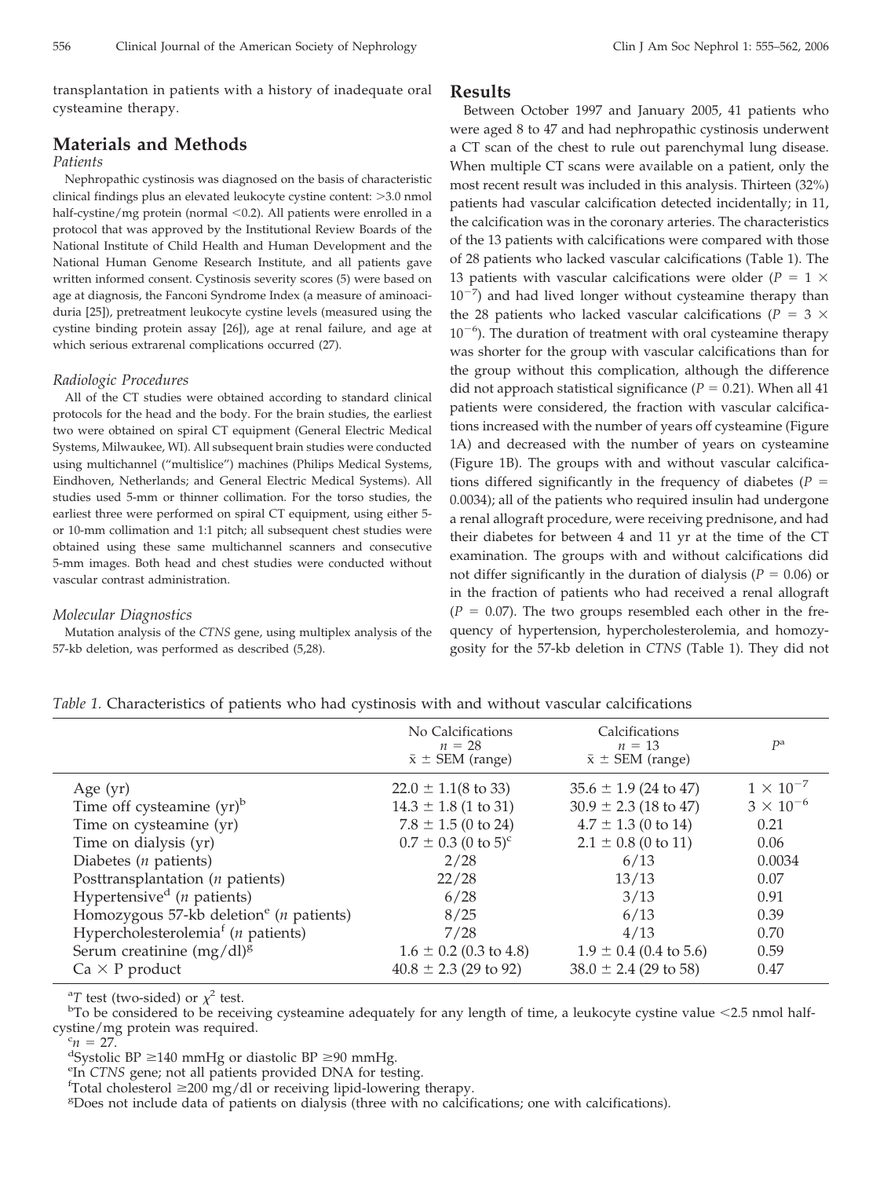transplantation in patients with a history of inadequate oral cysteamine therapy.

## Materials and Methods

### Patients

Nephropathic cystinosis was diagnosed on the basis of characteristic clinical findings plus an elevated leukocyte cystine content: >3.0 nmol half-cystine/mg protein (normal <0.2). All patients were enrolled in a protocol that was approved by the Institutional Review Boards of the National Institute of Child Health and Human Development and the National Human Genome Research Institute, and all patients gave written informed consent. Cystinosis severity scores (5) were based on age at diagnosis, the Fanconi Syndrome Index (a measure of aminoaciduria [25]), pretreatment leukocyte cystine levels (measured using the cystine binding protein assay [26]), age at renal failure, and age at which serious extrarenal complications occurred (27).

### Radiologic Procedures

All of the CT studies were obtained according to standard clinical protocols for the head and the body. For the brain studies, the earliest two were obtained on spiral CT equipment (General Electric Medical Systems, Milwaukee, WI). All subsequent brain studies were conducted using multichannel ("multislice") machines (Philips Medical Systems, Eindhoven, Netherlands; and General Electric Medical Systems). All studies used 5-mm or thinner collimation. For the torso studies, the earliest three were performed on spiral CT equipment, using either 5- or 10-mm collimation and 1:1 pitch; all subsequent chest studies were obtained using these same multichannel scanners and consecutive 5-mm images. Both head and chest studies were conducted without vascular contrast administration.

### Molecular Diagnostics

Mutation analysis of the *CTNS* gene, using multiplex analysis of the 57-kb deletion, was performed as described (5,28).

## Results

Between October 1997 and January 2005, 41 patients who were aged 8 to 47 and had nephropathic cystinosis underwent a CT scan of the chest to rule out parenchymal lung disease. When multiple CT scans were available on a patient, only the most recent result was included in this analysis. Thirteen (32%) patients had vascular calcification detected incidentally; in 11, the calcification was in the coronary arteries. The characteristics of the 13 patients with calcifications were compared with those of 28 patients who lacked vascular calcifications (Table 1). The 13 patients with vascular calcifications were older ($P = 1 \times 10^{-7}$) and had lived longer without cysteamine therapy than the 28 patients who lacked vascular calcifications ($P = 3 \times 10^{-6}$). The duration of treatment with oral cysteamine therapy was shorter for the group with vascular calcifications than for the group without this complication, although the difference did not approach statistical significance ($P = 0.21$). When all 41 patients were considered, the fraction with vascular calcifications increased with the number of years off cysteamine (Figure 1A) and decreased with the number of years on cysteamine (Figure 1B). The groups with and without vascular calcifications differed significantly in the frequency of diabetes ($P = 0.0034$); all of the patients who required insulin had undergone a renal allograft procedure, were receiving prednisone, and had their diabetes for between 4 and 11 yr at the time of the CT examination. The groups with and without calcifications did not differ significantly in the duration of dialysis ($P = 0.06$) or in the fraction of patients who had received a renal allograft ($P = 0.07$). The two groups resembled each other in the frequency of hypertension, hypercholesterolemia, and homozygosity for the 57-kb deletion in *CTNS* (Table 1). They did not

*Table 1.* Characteristics of patients who had cystinosis with and without vascular calcifications

| | No Calcifications $n = 28$ $\bar{x} \pm$ SEM (range) | Calcifications $n = 13$ $\bar{x} \pm$ SEM (range) | $P$[a] |
|---|---|---|---|
| Age (yr) | 22.0 ± 1.1(8 to 33) | 35.6 ± 1.9 (24 to 47) | $1 \times 10^{-7}$ |
| Time off cysteamine (yr)[b] | 14.3 ± 1.8 (1 to 31) | 30.9 ± 2.3 (18 to 47) | $3 \times 10^{-6}$ |
| Time on cysteamine (yr) | 7.8 ± 1.5 (0 to 24) | 4.7 ± 1.3 (0 to 14) | 0.21 |
| Time on dialysis (yr) | 0.7 ± 0.3 (0 to 5)[c] | 2.1 ± 0.8 (0 to 11) | 0.06 |
| Diabetes (*n* patients) | 2/28 | 6/13 | 0.0034 |
| Posttransplantation (*n* patients) | 22/28 | 13/13 | 0.07 |
| Hypertensive[d] (*n* patients) | 6/28 | 3/13 | 0.91 |
| Homozygous 57-kb deletion[e] (*n* patients) | 8/25 | 6/13 | 0.39 |
| Hypercholesterolemia[f] (*n* patients) | 7/28 | 4/13 | 0.70 |
| Serum creatinine (mg/dl)[g] | 1.6 ± 0.2 (0.3 to 4.8) | 1.9 ± 0.4 (0.4 to 5.6) | 0.59 |
| Ca × P product | 40.8 ± 2.3 (29 to 92) | 38.0 ± 2.4 (29 to 58) | 0.47 |

[a] *T* test (two-sided) or $\chi^2$ test.
[b] To be considered to be receiving cysteamine adequately for any length of time, a leukocyte cystine value <2.5 nmol half-cystine/mg protein was required.
[c] $n = 27$.
[d] Systolic BP ≥140 mmHg or diastolic BP ≥90 mmHg.
[e] In *CTNS* gene; not all patients provided DNA for testing.
[f] Total cholesterol ≥200 mg/dl or receiving lipid-lowering therapy.
[g] Does not include data of patients on dialysis (three with no calcifications; one with calcifications).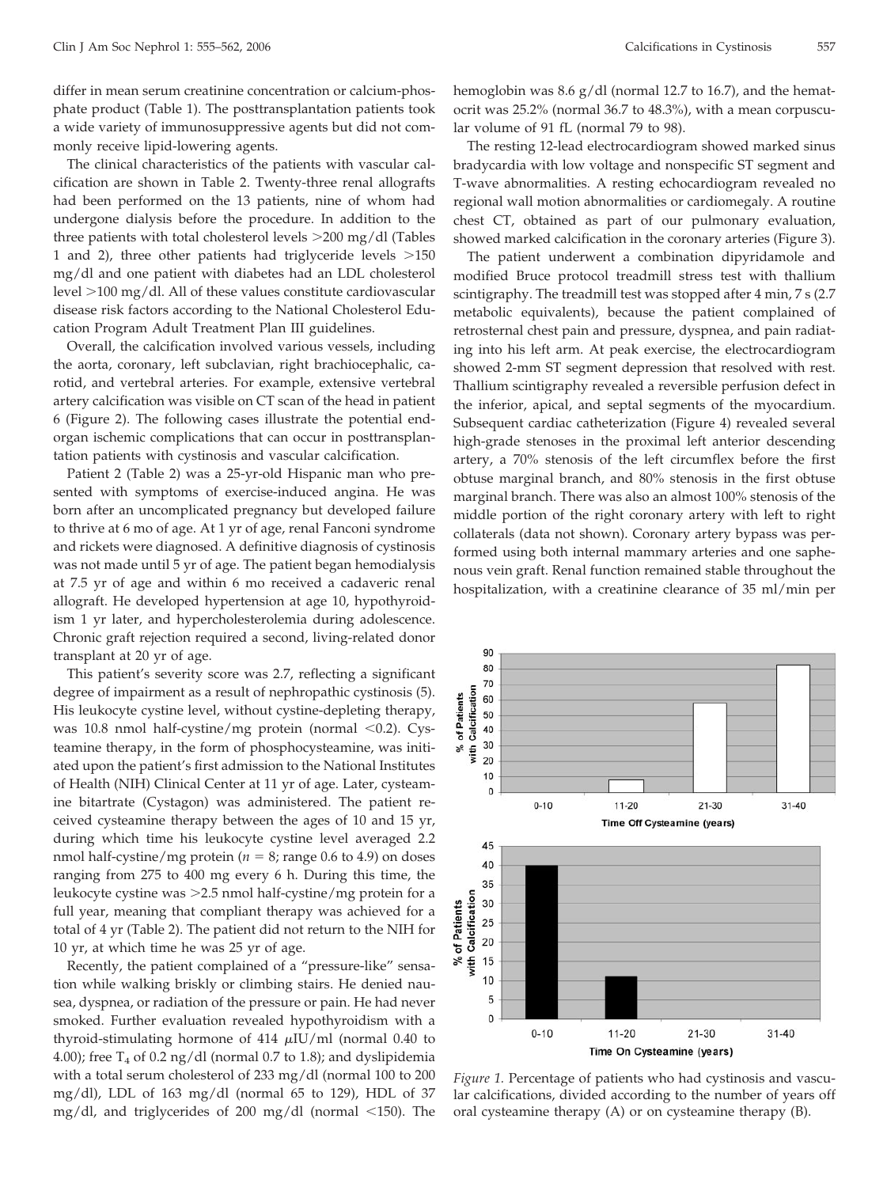differ in mean serum creatinine concentration or calcium-phosphate product (Table 1). The posttransplantation patients took a wide variety of immunosuppressive agents but did not commonly receive lipid-lowering agents.

The clinical characteristics of the patients with vascular calcification are shown in Table 2. Twenty-three renal allografts had been performed on the 13 patients, nine of whom had undergone dialysis before the procedure. In addition to the three patients with total cholesterol levels >200 mg/dl (Tables 1 and 2), three other patients had triglyceride levels >150 mg/dl and one patient with diabetes had an LDL cholesterol level >100 mg/dl. All of these values constitute cardiovascular disease risk factors according to the National Cholesterol Education Program Adult Treatment Plan III guidelines.

Overall, the calcification involved various vessels, including the aorta, coronary, left subclavian, right brachiocephalic, carotid, and vertebral arteries. For example, extensive vertebral artery calcification was visible on CT scan of the head in patient 6 (Figure 2). The following cases illustrate the potential end-organ ischemic complications that can occur in posttransplantation patients with cystinosis and vascular calcification.

Patient 2 (Table 2) was a 25-yr-old Hispanic man who presented with symptoms of exercise-induced angina. He was born after an uncomplicated pregnancy but developed failure to thrive at 6 mo of age. At 1 yr of age, renal Fanconi syndrome and rickets were diagnosed. A definitive diagnosis of cystinosis was not made until 5 yr of age. The patient began hemodialysis at 7.5 yr of age and within 6 mo received a cadaveric renal allograft. He developed hypertension at age 10, hypothyroidism 1 yr later, and hypercholesterolemia during adolescence. Chronic graft rejection required a second, living-related donor transplant at 20 yr of age.

This patient's severity score was 2.7, reflecting a significant degree of impairment as a result of nephropathic cystinosis (5). His leukocyte cystine level, without cystine-depleting therapy, was 10.8 nmol half-cystine/mg protein (normal <0.2). Cysteamine therapy, in the form of phosphocysteamine, was initiated upon the patient's first admission to the National Institutes of Health (NIH) Clinical Center at 11 yr of age. Later, cysteamine bitartrate (Cystagon) was administered. The patient received cysteamine therapy between the ages of 10 and 15 yr, during which time his leukocyte cystine level averaged 2.2 nmol half-cystine/mg protein ($n$ = 8; range 0.6 to 4.9) on doses ranging from 275 to 400 mg every 6 h. During this time, the leukocyte cystine was >2.5 nmol half-cystine/mg protein for a full year, meaning that compliant therapy was achieved for a total of 4 yr (Table 2). The patient did not return to the NIH for 10 yr, at which time he was 25 yr of age.

Recently, the patient complained of a "pressure-like" sensation while walking briskly or climbing stairs. He denied nausea, dyspnea, or radiation of the pressure or pain. He had never smoked. Further evaluation revealed hypothyroidism with a thyroid-stimulating hormone of 414 μIU/ml (normal 0.40 to 4.00); free $T_4$ of 0.2 ng/dl (normal 0.7 to 1.8); and dyslipidemia with a total serum cholesterol of 233 mg/dl (normal 100 to 200 mg/dl), LDL of 163 mg/dl (normal 65 to 129), HDL of 37 mg/dl, and triglycerides of 200 mg/dl (normal <150). The hemoglobin was 8.6 g/dl (normal 12.7 to 16.7), and the hematocrit was 25.2% (normal 36.7 to 48.3%), with a mean corpuscular volume of 91 fL (normal 79 to 98).

The resting 12-lead electrocardiogram showed marked sinus bradycardia with low voltage and nonspecific ST segment and T-wave abnormalities. A resting echocardiogram revealed no regional wall motion abnormalities or cardiomegaly. A routine chest CT, obtained as part of our pulmonary evaluation, showed marked calcification in the coronary arteries (Figure 3).

The patient underwent a combination dipyridamole and modified Bruce protocol treadmill stress test with thallium scintigraphy. The treadmill test was stopped after 4 min, 7 s (2.7 metabolic equivalents), because the patient complained of retrosternal chest pain and pressure, dyspnea, and pain radiating into his left arm. At peak exercise, the electrocardiogram showed 2-mm ST segment depression that resolved with rest. Thallium scintigraphy revealed a reversible perfusion defect in the inferior, apical, and septal segments of the myocardium. Subsequent cardiac catheterization (Figure 4) revealed several high-grade stenoses in the proximal left anterior descending artery, a 70% stenosis of the left circumflex before the first obtuse marginal branch, and 80% stenosis in the first obtuse marginal branch. There was also an almost 100% stenosis of the middle portion of the right coronary artery with left to right collaterals (data not shown). Coronary artery bypass was performed using both internal mammary arteries and one saphenous vein graft. Renal function remained stable throughout the hospitalization, with a creatinine clearance of 35 ml/min per

*Figure 1.* Percentage of patients who had cystinosis and vascular calcifications, divided according to the number of years off oral cysteamine therapy (A) or on cysteamine therapy (B).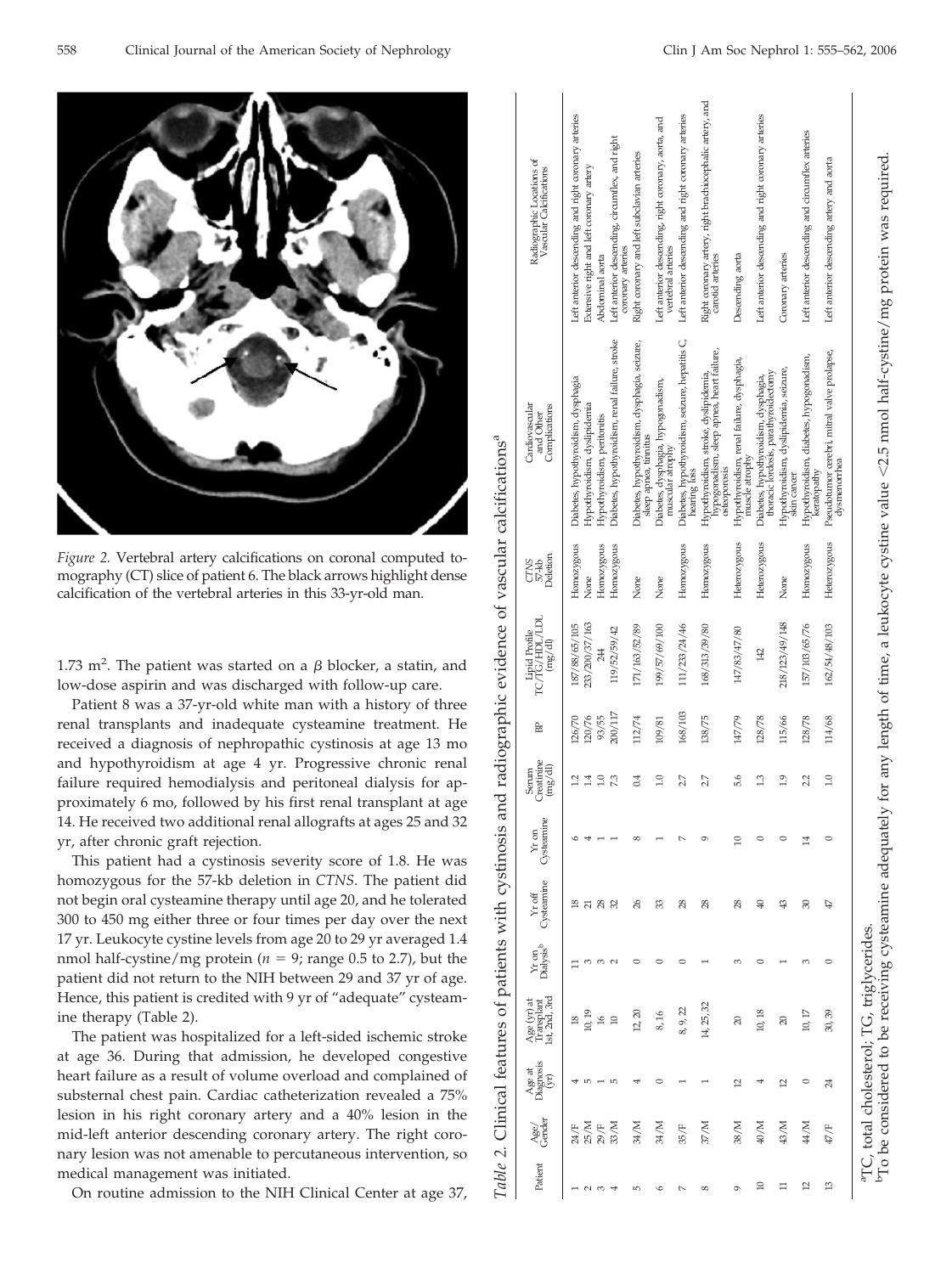*Figure 2.* Vertebral artery calcifications on coronal computed tomography (CT) slice of patient 6. The black arrows highlight dense calcification of the vertebral arteries in this 33-yr-old man.

1.73 $m^2$. The patient was started on a $\beta$ blocker, a statin, and low-dose aspirin and was discharged with follow-up care.

Patient 8 was a 37-yr-old white man with a history of three renal transplants and inadequate cysteamine treatment. He received a diagnosis of nephropathic cystinosis at age 13 mo and hypothyroidism at age 4 yr. Progressive chronic renal failure required hemodialysis and peritoneal dialysis for approximately 6 mo, followed by his first renal transplant at age 14. He received two additional renal allografts at ages 25 and 32 yr, after chronic graft rejection.

This patient had a cystinosis severity score of 1.8. He was homozygous for the 57-kb deletion in *CTNS*. The patient did not begin oral cysteamine therapy until age 20, and he tolerated 300 to 450 mg either three or four times per day over the next 17 yr. Leukocyte cystine levels from age 20 to 29 yr averaged 1.4 nmol half-cystine/mg protein ($n = 9$; range 0.5 to 2.7), but the patient did not return to the NIH between 29 and 37 yr of age. Hence, this patient is credited with 9 yr of "adequate" cysteamine therapy (Table 2).

The patient was hospitalized for a left-sided ischemic stroke at age 36. During that admission, he developed congestive heart failure as a result of volume overload and complained of substernal chest pain. Cardiac catheterization revealed a 75% lesion in his right coronary artery and a 40% lesion in the mid-left anterior descending coronary artery. The right coronary lesion was not amenable to percutaneous intervention, so medical management was initiated.

On routine admission to the NIH Clinical Center at age 37,

*Table 2.* Clinical features of patients with cystinosis and radiographic evidence of vascular calcifications[a]

| Patient | Age/Gender | Age at Diagnosis (yr) | Age (yr) at Transplant 1st, 2nd, 3rd | Yr on Dialysis | Yr off Cysteamine | Yr on Cysteamine[b] | Serum Creatinine (mg/dl) | BP | Lipid Profile TC/TG/HDL/LDL (mg/dl) | CTNS 57-kb Deletion | Cardiovascular and Other Complications | Radiographic Locations of Vascular Calcifications |
|---|---|---|---|---|---|---|---|---|---|---|---|---|
| 1 | 24/F | 4 | 18 | 11 | 18 | 6 | 1.2 | 126/70 | 187/88/65/105 | Homozygous | Diabetes, hypothyroidism, dysphagia | Left anterior descending and right coronary arteries |
| 2 | 25/M | 5 | 10, 19 | 3 | 21 | 4 | 1.4 | 120/76 | 233/200/37/163 | None | Hypothyroidism, dyslipidemia | Extensive right and left coronary artery |
| 3 | 29/F | 1 | 16 | 3 | 28 | 1 | 1.0 | 93/55 | 244 | Homozygous | Hypothyroidism, peritonitis | Abdominal aorta |
| 4 | 33/M | 5 | 10 | 2 | 32 | 1 | 7.3 | 200/117 | 119/52/59/42 | Homozygous | Diabetes, hypothyroidism, renal failure, stroke | Left anterior descending, circumflex, and right coronary arteries |
| 5 | 34/M | 4 | 12, 20 | 0 | 26 | 8 | 0.4 | 112/74 | 171/163/52/89 | None | Diabetes, hypothyroidism, dysphagia, seizure, sleep apnea, tinnitus | Right coronary and left subclavian arteries |
| 6 | 34/M | 0 | 8, 16 | 0 | 33 | 1 | 1.0 | 109/81 | 199/57/69/100 | None | Diabetes, dysphagia, hypogonadism, muscular atrophy | Left anterior descending, right coronary, aorta, and vertebral arteries |
| 7 | 35/F | 1 | 8, 9, 22 | 0 | 28 | 7 | 2.7 | 168/103 | 111/233/24/46 | Homozygous | Diabetes, hypothyroidism, seizure, hepatitis C, hearing loss | Left anterior descending and right coronary arteries |
| 8 | 37/M | 1 | 14, 25, 32 | 1 | 28 | 9 | 2.7 | 138/75 | 168/313/39/80 | Homozygous | Hypothyroidism, stroke, dyslipidemia, hypogonadism, sleep apnea, heart failure, osteoporosis | Right coronary artery, right brachiocephalic artery, and carotid arteries |
| 9 | 38/M | 12 | 20 | 3 | 28 | 10 | 5.6 | 147/79 | 147/83/47/80 | Heterozygous | Hypothyroidism, renal failure, dysphagia, muscle atrophy | Descending aorta |
| 10 | 40/M | 4 | 10, 18 | 0 | 40 | 0 | 1.3 | 128/78 | 142 | Heterozygous | Diabetes, hypothyroidism, dysphagia, thoracic lordosis, parathyroidectomy | Left anterior descending and right coronary arteries |
| 11 | 43/M | 12 | 20 | 1 | 43 | 0 | 1.9 | 115/66 | 218/123/49/148 | None | Hypothyroidism, dyslipidemia, seizure, skin cancer | Coronary arteries |
| 12 | 44/M | 0 | 10, 17 | 3 | 30 | 14 | 2.2 | 128/78 | 157/103/65/76 | Homozygous | Hypothyroidism, diabetes, hypogonadism, keratopathy | Left anterior descending and circumflex arteries |
| 13 | 47/F | 24 | 30, 39 | 0 | 47 | 0 | 1.0 | 114/68 | 162/54/48/103 | Heterozygous | Pseudotumor cerebri, mitral valve prolapse, dysmenorrhea | Left anterior descending artery and aorta |

[a]TC, total cholesterol; TG, triglycerides.
[b]To be considered to be receiving cysteamine adequately for any length of time, a leukocyte cystine value <2.5 nmol half-cystine/mg protein was required.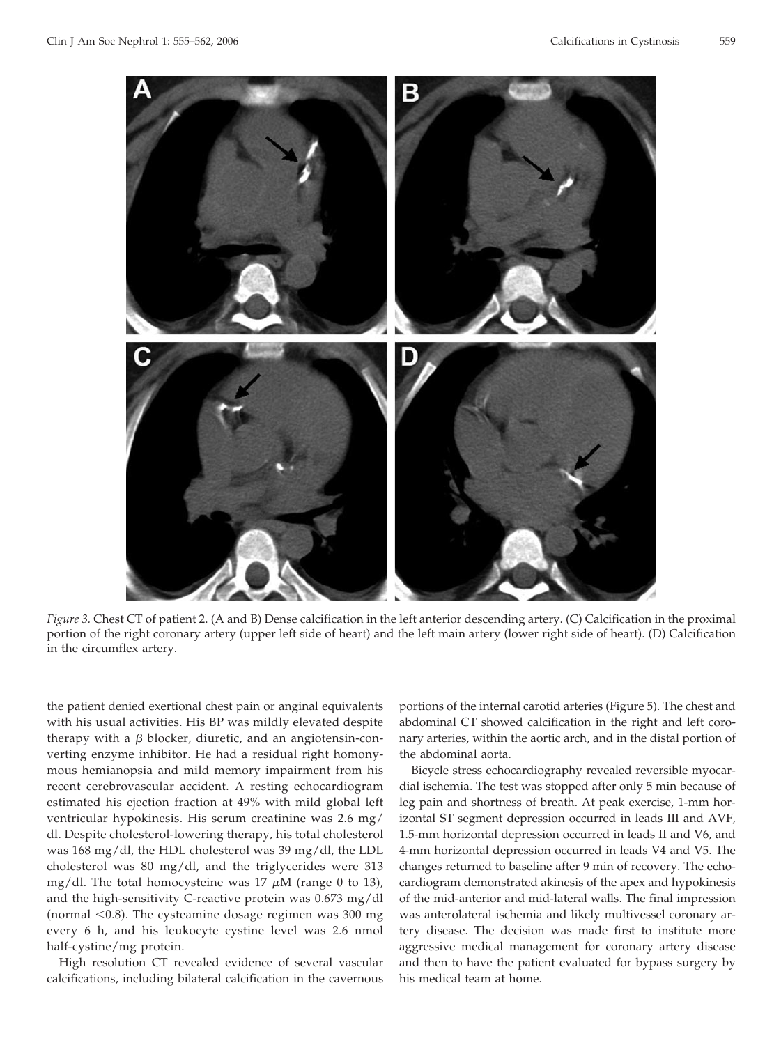*Figure 3.* Chest CT of patient 2. (A and B) Dense calcification in the left anterior descending artery. (C) Calcification in the proximal portion of the right coronary artery (upper left side of heart) and the left main artery (lower right side of heart). (D) Calcification in the circumflex artery.

the patient denied exertional chest pain or anginal equivalents with his usual activities. His BP was mildly elevated despite therapy with a $\beta$ blocker, diuretic, and an angiotensin-converting enzyme inhibitor. He had a residual right homonymous hemianopsia and mild memory impairment from his recent cerebrovascular accident. A resting echocardiogram estimated his ejection fraction at 49% with mild global left ventricular hypokinesis. His serum creatinine was 2.6 mg/dl. Despite cholesterol-lowering therapy, his total cholesterol was 168 mg/dl, the HDL cholesterol was 39 mg/dl, the LDL cholesterol was 80 mg/dl, and the triglycerides were 313 mg/dl. The total homocysteine was 17 $\mu$M (range 0 to 13), and the high-sensitivity C-reactive protein was 0.673 mg/dl (normal <0.8). The cysteamine dosage regimen was 300 mg every 6 h, and his leukocyte cystine level was 2.6 nmol half-cystine/mg protein.

High resolution CT revealed evidence of several vascular calcifications, including bilateral calcification in the cavernous portions of the internal carotid arteries (Figure 5). The chest and abdominal CT showed calcification in the right and left coronary arteries, within the aortic arch, and in the distal portion of the abdominal aorta.

Bicycle stress echocardiography revealed reversible myocardial ischemia. The test was stopped after only 5 min because of leg pain and shortness of breath. At peak exercise, 1-mm horizontal ST segment depression occurred in leads III and AVF, 1.5-mm horizontal depression occurred in leads II and V6, and 4-mm horizontal depression occurred in leads V4 and V5. The changes returned to baseline after 9 min of recovery. The echocardiogram demonstrated akinesis of the apex and hypokinesis of the mid-anterior and mid-lateral walls. The final impression was anterolateral ischemia and likely multivessel coronary artery disease. The decision was made first to institute more aggressive medical management for coronary artery disease and then to have the patient evaluated for bypass surgery by his medical team at home.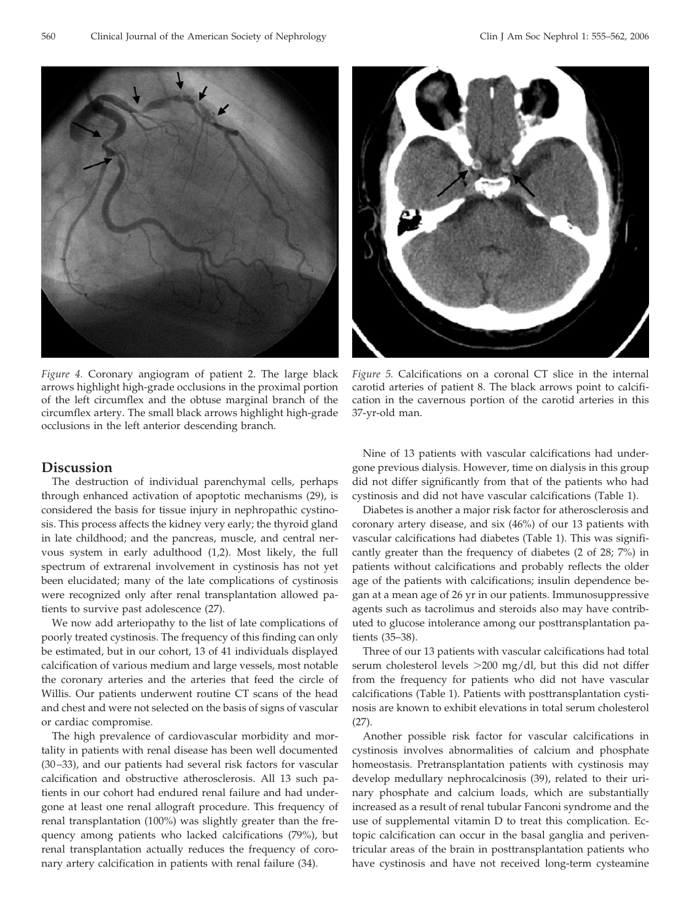*Figure 4.* Coronary angiogram of patient 2. The large black arrows highlight high-grade occlusions in the proximal portion of the left circumflex and the obtuse marginal branch of the circumflex artery. The small black arrows highlight high-grade occlusions in the left anterior descending branch.

*Figure 5.* Calcifications on a coronal CT slice in the internal carotid arteries of patient 8. The black arrows point to calcification in the cavernous portion of the carotid arteries in this 37-yr-old man.

## Discussion

The destruction of individual parenchymal cells, perhaps through enhanced activation of apoptotic mechanisms (29), is considered the basis for tissue injury in nephropathic cystinosis. This process affects the kidney very early; the thyroid gland in late childhood; and the pancreas, muscle, and central nervous system in early adulthood (1,2). Most likely, the full spectrum of extrarenal involvement in cystinosis has not yet been elucidated; many of the late complications of cystinosis were recognized only after renal transplantation allowed patients to survive past adolescence (27).

We now add arteriopathy to the list of late complications of poorly treated cystinosis. The frequency of this finding can only be estimated, but in our cohort, 13 of 41 individuals displayed calcification of various medium and large vessels, most notable the coronary arteries and the arteries that feed the circle of Willis. Our patients underwent routine CT scans of the head and chest and were not selected on the basis of signs of vascular or cardiac compromise.

The high prevalence of cardiovascular morbidity and mortality in patients with renal disease has been well documented (30–33), and our patients had several risk factors for vascular calcification and obstructive atherosclerosis. All 13 such patients in our cohort had endured renal failure and had undergone at least one renal allograft procedure. This frequency of renal transplantation (100%) was slightly greater than the frequency among patients who lacked calcifications (79%), but renal transplantation actually reduces the frequency of coronary artery calcification in patients with renal failure (34).

Nine of 13 patients with vascular calcifications had undergone previous dialysis. However, time on dialysis in this group did not differ significantly from that of the patients who had cystinosis and did not have vascular calcifications (Table 1).

Diabetes is another a major risk factor for atherosclerosis and coronary artery disease, and six (46%) of our 13 patients with vascular calcifications had diabetes (Table 1). This was significantly greater than the frequency of diabetes (2 of 28; 7%) in patients without calcifications and probably reflects the older age of the patients with calcifications; insulin dependence began at a mean age of 26 yr in our patients. Immunosuppressive agents such as tacrolimus and steroids also may have contributed to glucose intolerance among our posttransplantation patients (35–38).

Three of our 13 patients with vascular calcifications had total serum cholesterol levels >200 mg/dl, but this did not differ from the frequency for patients who did not have vascular calcifications (Table 1). Patients with posttransplantation cystinosis are known to exhibit elevations in total serum cholesterol (27).

Another possible risk factor for vascular calcifications in cystinosis involves abnormalities of calcium and phosphate homeostasis. Pretransplantation patients with cystinosis may develop medullary nephrocalcinosis (39), related to their urinary phosphate and calcium loads, which are substantially increased as a result of renal tubular Fanconi syndrome and the use of supplemental vitamin D to treat this complication. Ectopic calcification can occur in the basal ganglia and periventricular areas of the brain in posttransplantation patients who have cystinosis and have not received long-term cysteamine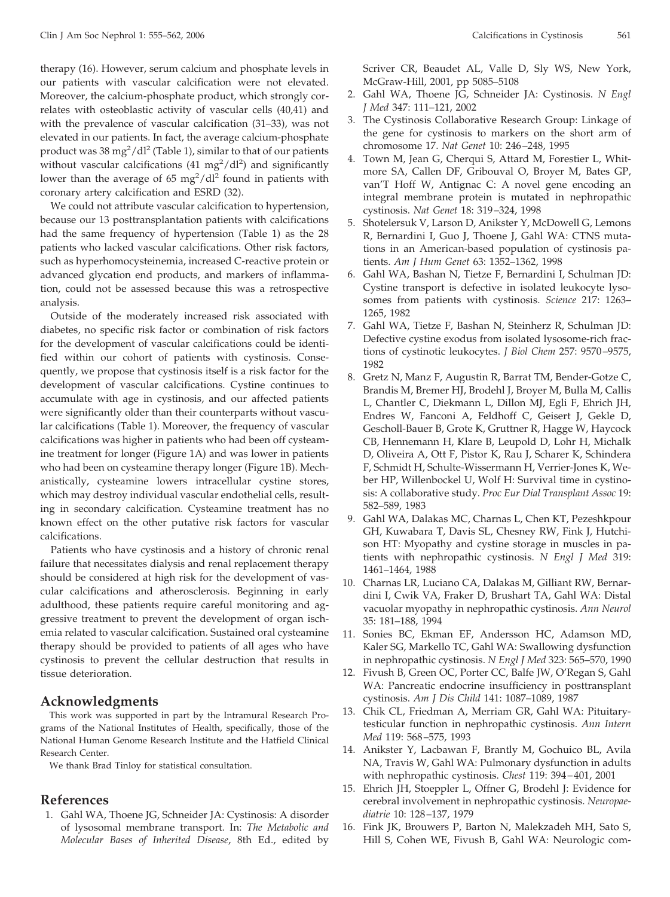therapy (16). However, serum calcium and phosphate levels in our patients with vascular calcification were not elevated. Moreover, the calcium-phosphate product, which strongly correlates with osteoblastic activity of vascular cells (40,41) and with the prevalence of vascular calcification (31–33), was not elevated in our patients. In fact, the average calcium-phosphate product was 38 $mg^2/dl^2$ (Table 1), similar to that of our patients without vascular calcifications (41 $mg^2/dl^2$) and significantly lower than the average of 65 $mg^2/dl^2$ found in patients with coronary artery calcification and ESRD (32).

We could not attribute vascular calcification to hypertension, because our 13 posttransplantation patients with calcifications had the same frequency of hypertension (Table 1) as the 28 patients who lacked vascular calcifications. Other risk factors, such as hyperhomocysteinemia, increased C-reactive protein or advanced glycation end products, and markers of inflammation, could not be assessed because this was a retrospective analysis.

Outside of the moderately increased risk associated with diabetes, no specific risk factor or combination of risk factors for the development of vascular calcifications could be identified within our cohort of patients with cystinosis. Consequently, we propose that cystinosis itself is a risk factor for the development of vascular calcifications. Cystine continues to accumulate with age in cystinosis, and our affected patients were significantly older than their counterparts without vascular calcifications (Table 1). Moreover, the frequency of vascular calcifications was higher in patients who had been off cysteamine treatment for longer (Figure 1A) and was lower in patients who had been on cysteamine therapy longer (Figure 1B). Mechanistically, cysteamine lowers intracellular cystine stores, which may destroy individual vascular endothelial cells, resulting in secondary calcification. Cysteamine treatment has no known effect on the other putative risk factors for vascular calcifications.

Patients who have cystinosis and a history of chronic renal failure that necessitates dialysis and renal replacement therapy should be considered at high risk for the development of vascular calcifications and atherosclerosis. Beginning in early adulthood, these patients require careful monitoring and aggressive treatment to prevent the development of organ ischemia related to vascular calcification. Sustained oral cysteamine therapy should be provided to patients of all ages who have cystinosis to prevent the cellular destruction that results in tissue deterioration.

## Acknowledgments

This work was supported in part by the Intramural Research Programs of the National Institutes of Health, specifically, those of the National Human Genome Research Institute and the Hatfield Clinical Research Center.

We thank Brad Tinloy for statistical consultation.

## References

1. Gahl WA, Thoene JG, Schneider JA: Cystinosis: A disorder of lysosomal membrane transport. In: *The Metabolic and Molecular Bases of Inherited Disease*, 8th Ed., edited by Scriver CR, Beaudet AL, Valle D, Sly WS, New York, McGraw-Hill, 2001, pp 5085–5108
2. Gahl WA, Thoene JG, Schneider JA: Cystinosis. *N Engl J Med* 347: 111–121, 2002
3. The Cystinosis Collaborative Research Group: Linkage of the gene for cystinosis to markers on the short arm of chromosome 17. *Nat Genet* 10: 246–248, 1995
4. Town M, Jean G, Cherqui S, Attard M, Forestier L, Whitmore SA, Callen DF, Gribouval O, Broyer M, Bates GP, van'T Hoff W, Antignac C: A novel gene encoding an integral membrane protein is mutated in nephropathic cystinosis. *Nat Genet* 18: 319–324, 1998
5. Shotelersuk V, Larson D, Anikster Y, McDowell G, Lemons R, Bernardini I, Guo J, Thoene J, Gahl WA: CTNS mutations in an American-based population of cystinosis patients. *Am J Hum Genet* 63: 1352–1362, 1998
6. Gahl WA, Bashan N, Tietze F, Bernardini I, Schulman JD: Cystine transport is defective in isolated leukocyte lysosomes from patients with cystinosis. *Science* 217: 1263–1265, 1982
7. Gahl WA, Tietze F, Bashan N, Steinherz R, Schulman JD: Defective cystine exodus from isolated lysosome-rich fractions of cystinotic leukocytes. *J Biol Chem* 257: 9570–9575, 1982
8. Gretz N, Manz F, Augustin R, Barrat TM, Bender-Gotze C, Brandis M, Bremer HJ, Brodehl J, Broyer M, Bulla M, Callis L, Chantler C, Diekmann L, Dillon MJ, Egli F, Ehrich JH, Endres W, Fanconi A, Feldhoff C, Geisert J, Gekle D, Gescholl-Bauer B, Grote K, Gruttner R, Hagge W, Haycock CB, Hennemann H, Klare B, Leupold D, Lohr H, Michalk D, Oliveira A, Ott F, Pistor K, Rau J, Scharer K, Schindera F, Schmidt H, Schulte-Wissermann H, Verrier-Jones K, Weber HP, Willenbockel U, Wolf H: Survival time in cystinosis: A collaborative study. *Proc Eur Dial Transplant Assoc* 19: 582–589, 1983
9. Gahl WA, Dalakas MC, Charnas L, Chen KT, Pezeshkpour GH, Kuwabara T, Davis SL, Chesney RW, Fink J, Hutchison HT: Myopathy and cystine storage in muscles in patients with nephropathic cystinosis. *N Engl J Med* 319: 1461–1464, 1988
10. Charnas LR, Luciano CA, Dalakas M, Gilliant RW, Bernardini I, Cwik VA, Fraker D, Brushart TA, Gahl WA: Distal vacuolar myopathy in nephropathic cystinosis. *Ann Neurol* 35: 181–188, 1994
11. Sonies BC, Ekman EF, Andersson HC, Adamson MD, Kaler SG, Markello TC, Gahl WA: Swallowing dysfunction in nephropathic cystinosis. *N Engl J Med* 323: 565–570, 1990
12. Fivush B, Green OC, Porter CC, Balfe JW, O'Regan S, Gahl WA: Pancreatic endocrine insufficiency in posttransplant cystinosis. *Am J Dis Child* 141: 1087–1089, 1987
13. Chik CL, Friedman A, Merriam GR, Gahl WA: Pituitary-testicular function in nephropathic cystinosis. *Ann Intern Med* 119: 568–575, 1993
14. Anikster Y, Lacbawan F, Brantly M, Gochuico BL, Avila NA, Travis W, Gahl WA: Pulmonary dysfunction in adults with nephropathic cystinosis. *Chest* 119: 394–401, 2001
15. Ehrich JH, Stoeppler L, Offner G, Brodehl J: Evidence for cerebral involvement in nephropathic cystinosis. *Neuropaediatrie* 10: 128–137, 1979
16. Fink JK, Brouwers P, Barton N, Malekzadeh MH, Sato S, Hill S, Cohen WE, Fivush B, Gahl WA: Neurologic com-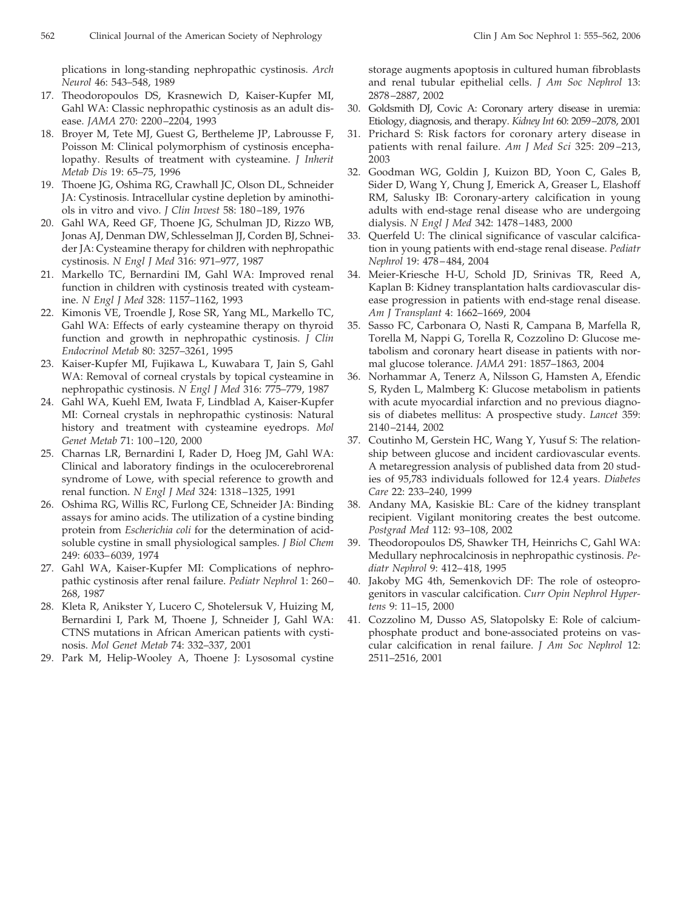plications in long-standing nephropathic cystinosis. *Arch Neurol* 46: 543–548, 1989

17. Theodoropoulos DS, Krasnewich D, Kaiser-Kupfer MI, Gahl WA: Classic nephropathic cystinosis as an adult disease. *JAMA* 270: 2200–2204, 1993
18. Broyer M, Tete MJ, Guest G, Bertheleme JP, Labrousse F, Poisson M: Clinical polymorphism of cystinosis encephalopathy. Results of treatment with cysteamine. *J Inherit Metab Dis* 19: 65–75, 1996
19. Thoene JG, Oshima RG, Crawhall JC, Olson DL, Schneider JA: Cystinosis. Intracellular cystine depletion by aminothiols in vitro and vivo. *J Clin Invest* 58: 180–189, 1976
20. Gahl WA, Reed GF, Thoene JG, Schulman JD, Rizzo WB, Jonas AJ, Denman DW, Schlesselman JJ, Corden BJ, Schneider JA: Cysteamine therapy for children with nephropathic cystinosis. *N Engl J Med* 316: 971–977, 1987
21. Markello TC, Bernardini IM, Gahl WA: Improved renal function in children with cystinosis treated with cysteamine. *N Engl J Med* 328: 1157–1162, 1993
22. Kimonis VE, Troendle J, Rose SR, Yang ML, Markello TC, Gahl WA: Effects of early cysteamine therapy on thyroid function and growth in nephropathic cystinosis. *J Clin Endocrinol Metab* 80: 3257–3261, 1995
23. Kaiser-Kupfer MI, Fujikawa L, Kuwabara T, Jain S, Gahl WA: Removal of corneal crystals by topical cysteamine in nephropathic cystinosis. *N Engl J Med* 316: 775–779, 1987
24. Gahl WA, Kuehl EM, Iwata F, Lindblad A, Kaiser-Kupfer MI: Corneal crystals in nephropathic cystinosis: Natural history and treatment with cysteamine eyedrops. *Mol Genet Metab* 71: 100–120, 2000
25. Charnas LR, Bernardini I, Rader D, Hoeg JM, Gahl WA: Clinical and laboratory findings in the oculocerebrorenal syndrome of Lowe, with special reference to growth and renal function. *N Engl J Med* 324: 1318–1325, 1991
26. Oshima RG, Willis RC, Furlong CE, Schneider JA: Binding assays for amino acids. The utilization of a cystine binding protein from *Escherichia coli* for the determination of acid-soluble cystine in small physiological samples. *J Biol Chem* 249: 6033–6039, 1974
27. Gahl WA, Kaiser-Kupfer MI: Complications of nephropathic cystinosis after renal failure. *Pediatr Nephrol* 1: 260–268, 1987
28. Kleta R, Anikster Y, Lucero C, Shotelersuk V, Huizing M, Bernardini I, Park M, Thoene J, Schneider J, Gahl WA: CTNS mutations in African American patients with cystinosis. *Mol Genet Metab* 74: 332–337, 2001
29. Park M, Helip-Wooley A, Thoene J: Lysosomal cystine storage augments apoptosis in cultured human fibroblasts and renal tubular epithelial cells. *J Am Soc Nephrol* 13: 2878–2887, 2002
30. Goldsmith DJ, Covic A: Coronary artery disease in uremia: Etiology, diagnosis, and therapy. *Kidney Int* 60: 2059–2078, 2001
31. Prichard S: Risk factors for coronary artery disease in patients with renal failure. *Am J Med Sci* 325: 209–213, 2003
32. Goodman WG, Goldin J, Kuizon BD, Yoon C, Gales B, Sider D, Wang Y, Chung J, Emerick A, Greaser L, Elashoff RM, Salusky IB: Coronary-artery calcification in young adults with end-stage renal disease who are undergoing dialysis. *N Engl J Med* 342: 1478–1483, 2000
33. Querfeld U: The clinical significance of vascular calcification in young patients with end-stage renal disease. *Pediatr Nephrol* 19: 478–484, 2004
34. Meier-Kriesche H-U, Schold JD, Srinivas TR, Reed A, Kaplan B: Kidney transplantation halts cardiovascular disease progression in patients with end-stage renal disease. *Am J Transplant* 4: 1662–1669, 2004
35. Sasso FC, Carbonara O, Nasti R, Campana B, Marfella R, Torella M, Nappi G, Torella R, Cozzolino D: Glucose metabolism and coronary heart disease in patients with normal glucose tolerance. *JAMA* 291: 1857–1863, 2004
36. Norhammar A, Tenerz A, Nilsson G, Hamsten A, Efendic S, Ryden L, Malmberg K: Glucose metabolism in patients with acute myocardial infarction and no previous diagnosis of diabetes mellitus: A prospective study. *Lancet* 359: 2140–2144, 2002
37. Coutinho M, Gerstein HC, Wang Y, Yusuf S: The relationship between glucose and incident cardiovascular events. A metaregression analysis of published data from 20 studies of 95,783 individuals followed for 12.4 years. *Diabetes Care* 22: 233–240, 1999
38. Andany MA, Kasiskie BL: Care of the kidney transplant recipient. Vigilant monitoring creates the best outcome. *Postgrad Med* 112: 93–108, 2002
39. Theodoropoulos DS, Shawker TH, Heinrichs C, Gahl WA: Medullary nephrocalcinosis in nephropathic cystinosis. *Pediatr Nephrol* 9: 412–418, 1995
40. Jakoby MG 4th, Semenkovich DF: The role of osteoprogenitors in vascular calcification. *Curr Opin Nephrol Hypertens* 9: 11–15, 2000
41. Cozzolino M, Dusso AS, Slatopolsky E: Role of calcium-phosphate product and bone-associated proteins on vascular calcification in renal failure. *J Am Soc Nephrol* 12: 2511–2516, 2001